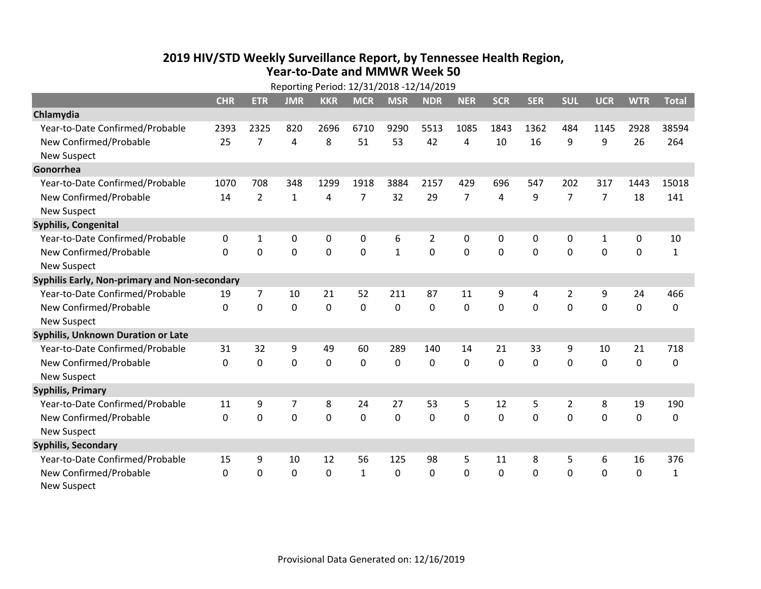# 2019 HIV/STD Weekly Surveillance Report, by Tennessee Health Region, Year-to-Date and MMWR Week 50

Reporting Period: 12/31/2018 -12/14/2019

| | CHR | ETR | JMR | KKR | MCR | MSR | NDR | NER | SCR | SER | SUL | UCR | WTR | Total |
|---|---|---|---|---|---|---|---|---|---|---|---|---|---|---|
| **Chlamydia** | | | | | | | | | | | | | | |
| Year-to-Date Confirmed/Probable | 2393 | 2325 | 820 | 2696 | 6710 | 9290 | 5513 | 1085 | 1843 | 1362 | 484 | 1145 | 2928 | 38594 |
| New Confirmed/Probable | 25 | 7 | 4 | 8 | 51 | 53 | 42 | 4 | 10 | 16 | 9 | 9 | 26 | 264 |
| New Suspect | | | | | | | | | | | | | | |
| **Gonorrhea** | | | | | | | | | | | | | | |
| Year-to-Date Confirmed/Probable | 1070 | 708 | 348 | 1299 | 1918 | 3884 | 2157 | 429 | 696 | 547 | 202 | 317 | 1443 | 15018 |
| New Confirmed/Probable | 14 | 2 | 1 | 4 | 7 | 32 | 29 | 7 | 4 | 9 | 7 | 7 | 18 | 141 |
| New Suspect | | | | | | | | | | | | | | |
| **Syphilis, Congenital** | | | | | | | | | | | | | | |
| Year-to-Date Confirmed/Probable | 0 | 1 | 0 | 0 | 0 | 6 | 2 | 0 | 0 | 0 | 0 | 1 | 0 | 10 |
| New Confirmed/Probable | 0 | 0 | 0 | 0 | 0 | 1 | 0 | 0 | 0 | 0 | 0 | 0 | 0 | 1 |
| New Suspect | | | | | | | | | | | | | | |
| **Syphilis Early, Non-primary and Non-secondary** | | | | | | | | | | | | | | |
| Year-to-Date Confirmed/Probable | 19 | 7 | 10 | 21 | 52 | 211 | 87 | 11 | 9 | 4 | 2 | 9 | 24 | 466 |
| New Confirmed/Probable | 0 | 0 | 0 | 0 | 0 | 0 | 0 | 0 | 0 | 0 | 0 | 0 | 0 | 0 |
| New Suspect | | | | | | | | | | | | | | |
| **Syphilis, Unknown Duration or Late** | | | | | | | | | | | | | | |
| Year-to-Date Confirmed/Probable | 31 | 32 | 9 | 49 | 60 | 289 | 140 | 14 | 21 | 33 | 9 | 10 | 21 | 718 |
| New Confirmed/Probable | 0 | 0 | 0 | 0 | 0 | 0 | 0 | 0 | 0 | 0 | 0 | 0 | 0 | 0 |
| New Suspect | | | | | | | | | | | | | | |
| **Syphilis, Primary** | | | | | | | | | | | | | | |
| Year-to-Date Confirmed/Probable | 11 | 9 | 7 | 8 | 24 | 27 | 53 | 5 | 12 | 5 | 2 | 8 | 19 | 190 |
| New Confirmed/Probable | 0 | 0 | 0 | 0 | 0 | 0 | 0 | 0 | 0 | 0 | 0 | 0 | 0 | 0 |
| New Suspect | | | | | | | | | | | | | | |
| **Syphilis, Secondary** | | | | | | | | | | | | | | |
| Year-to-Date Confirmed/Probable | 15 | 9 | 10 | 12 | 56 | 125 | 98 | 5 | 11 | 8 | 5 | 6 | 16 | 376 |
| New Confirmed/Probable | 0 | 0 | 0 | 0 | 1 | 0 | 0 | 0 | 0 | 0 | 0 | 0 | 0 | 1 |
| New Suspect | | | | | | | | | | | | | | |

Provisional Data Generated on: 12/16/2019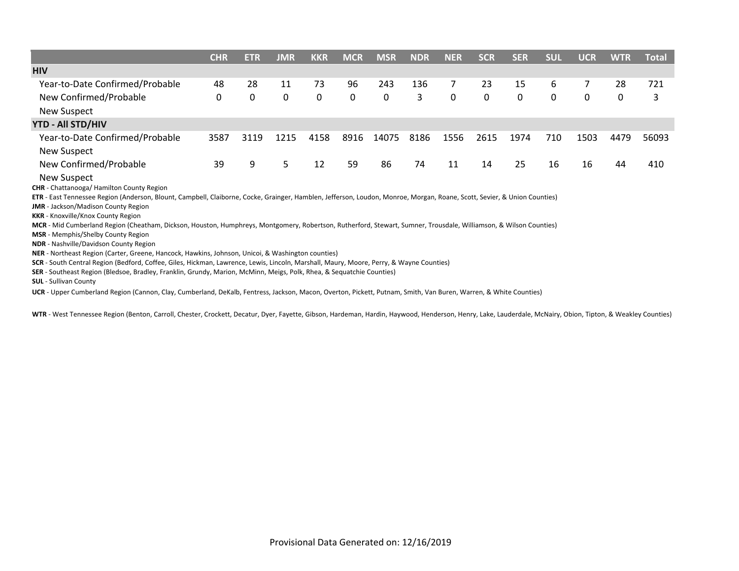| | CHR | ETR | JMR | KKR | MCR | MSR | NDR | NER | SCR | SER | SUL | UCR | WTR | Total |
|---|---|---|---|---|---|---|---|---|---|---|---|---|---|---|
| **HIV** | | | | | | | | | | | | | | |
| Year-to-Date Confirmed/Probable | 48 | 28 | 11 | 73 | 96 | 243 | 136 | 7 | 23 | 15 | 6 | 7 | 28 | 721 |
| New Confirmed/Probable | 0 | 0 | 0 | 0 | 0 | 0 | 3 | 0 | 0 | 0 | 0 | 0 | 0 | 3 |
| New Suspect | | | | | | | | | | | | | | |
| **YTD - All STD/HIV** | | | | | | | | | | | | | | |
| Year-to-Date Confirmed/Probable | 3587 | 3119 | 1215 | 4158 | 8916 | 14075 | 8186 | 1556 | 2615 | 1974 | 710 | 1503 | 4479 | 56093 |
| New Suspect | | | | | | | | | | | | | | |
| New Confirmed/Probable | 39 | 9 | 5 | 12 | 59 | 86 | 74 | 11 | 14 | 25 | 16 | 16 | 44 | 410 |
| New Suspect | | | | | | | | | | | | | | |

**CHR** - Chattanooga/ Hamilton County Region

**ETR** - East Tennessee Region (Anderson, Blount, Campbell, Claiborne, Cocke, Grainger, Hamblen, Jefferson, Loudon, Monroe, Morgan, Roane, Scott, Sevier, & Union Counties)

**JMR** - Jackson/Madison County Region

**KKR** - Knoxville/Knox County Region

**MCR** - Mid Cumberland Region (Cheatham, Dickson, Houston, Humphreys, Montgomery, Robertson, Rutherford, Stewart, Sumner, Trousdale, Williamson, & Wilson Counties)

**MSR** - Memphis/Shelby County Region

**NDR** - Nashville/Davidson County Region

**NER** - Northeast Region (Carter, Greene, Hancock, Hawkins, Johnson, Unicoi, & Washington counties)

**SCR** - South Central Region (Bedford, Coffee, Giles, Hickman, Lawrence, Lewis, Lincoln, Marshall, Maury, Moore, Perry, & Wayne Counties)

**SER** - Southeast Region (Bledsoe, Bradley, Franklin, Grundy, Marion, McMinn, Meigs, Polk, Rhea, & Sequatchie Counties)

**SUL** - Sullivan County

**UCR** - Upper Cumberland Region (Cannon, Clay, Cumberland, DeKalb, Fentress, Jackson, Macon, Overton, Pickett, Putnam, Smith, Van Buren, Warren, & White Counties)

**WTR** - West Tennessee Region (Benton, Carroll, Chester, Crockett, Decatur, Dyer, Fayette, Gibson, Hardeman, Hardin, Haywood, Henderson, Henry, Lake, Lauderdale, McNairy, Obion, Tipton, & Weakley Counties)

Provisional Data Generated on: 12/16/2019